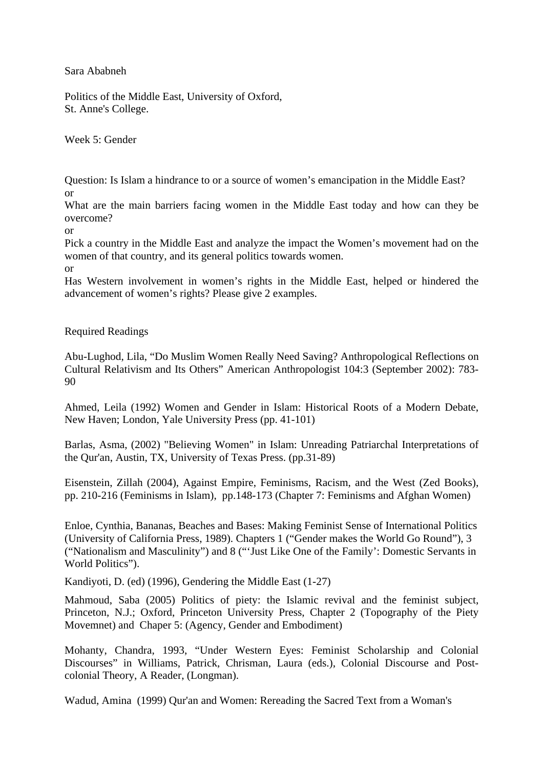Sara Ababneh

Politics of the Middle East, University of Oxford,
St. Anne's College.

Week 5: Gender

Question: Is Islam a hindrance to or a source of women's emancipation in the Middle East?
or
What are the main barriers facing women in the Middle East today and how can they be overcome?
or
Pick a country in the Middle East and analyze the impact the Women's movement had on the women of that country, and its general politics towards women.
or
Has Western involvement in women's rights in the Middle East, helped or hindered the advancement of women's rights? Please give 2 examples.

Required Readings

Abu-Lughod, Lila, "Do Muslim Women Really Need Saving? Anthropological Reflections on Cultural Relativism and Its Others" American Anthropologist 104:3 (September 2002): 783-90

Ahmed, Leila (1992) Women and Gender in Islam: Historical Roots of a Modern Debate, New Haven; London, Yale University Press (pp. 41-101)

Barlas, Asma, (2002) "Believing Women" in Islam: Unreading Patriarchal Interpretations of the Qur'an, Austin, TX, University of Texas Press. (pp.31-89)

Eisenstein, Zillah (2004), Against Empire, Feminisms, Racism, and the West (Zed Books), pp. 210-216 (Feminisms in Islam), pp.148-173 (Chapter 7: Feminisms and Afghan Women)

Enloe, Cynthia, Bananas, Beaches and Bases: Making Feminist Sense of International Politics (University of California Press, 1989). Chapters 1 ("Gender makes the World Go Round"), 3 ("Nationalism and Masculinity") and 8 ("'Just Like One of the Family': Domestic Servants in World Politics").

Kandiyoti, D. (ed) (1996), Gendering the Middle East (1-27)

Mahmoud, Saba (2005) Politics of piety: the Islamic revival and the feminist subject, Princeton, N.J.; Oxford, Princeton University Press, Chapter 2 (Topography of the Piety Movemnet) and Chaper 5: (Agency, Gender and Embodiment)

Mohanty, Chandra, 1993, "Under Western Eyes: Feminist Scholarship and Colonial Discourses" in Williams, Patrick, Chrisman, Laura (eds.), Colonial Discourse and Post-colonial Theory, A Reader, (Longman).

Wadud, Amina (1999) Qur'an and Women: Rereading the Sacred Text from a Woman's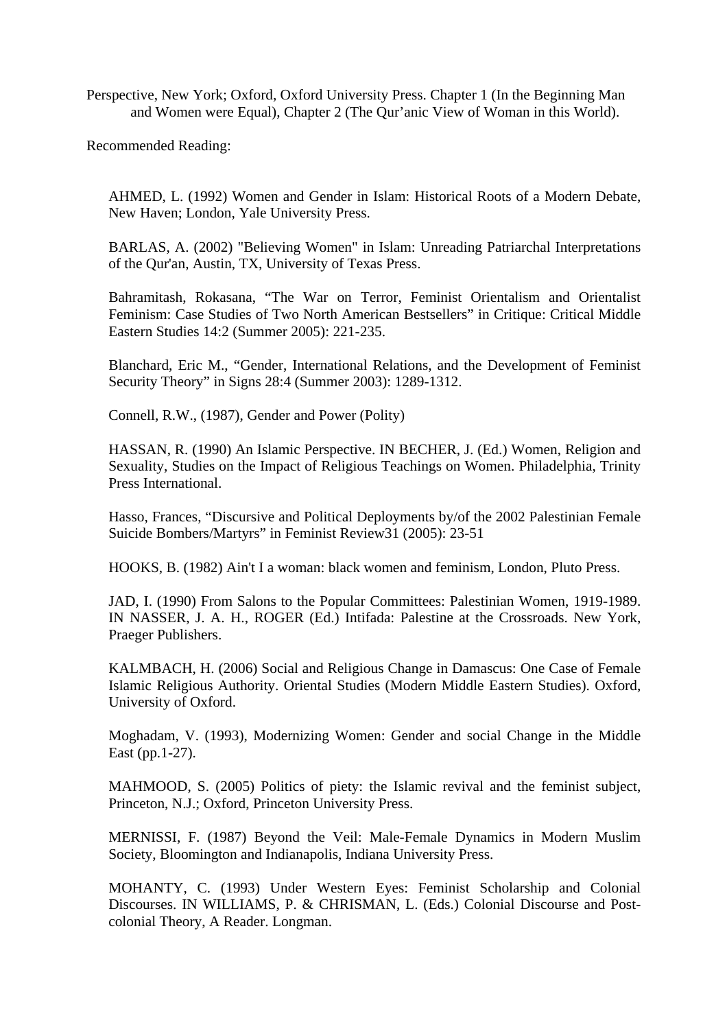Perspective, New York; Oxford, Oxford University Press. Chapter 1 (In the Beginning Man and Women were Equal), Chapter 2 (The Qur'anic View of Woman in this World).

Recommended Reading:

AHMED, L. (1992) Women and Gender in Islam: Historical Roots of a Modern Debate, New Haven; London, Yale University Press.

BARLAS, A. (2002) "Believing Women" in Islam: Unreading Patriarchal Interpretations of the Qur'an, Austin, TX, University of Texas Press.

Bahramitash, Rokasana, "The War on Terror, Feminist Orientalism and Orientalist Feminism: Case Studies of Two North American Bestsellers" in Critique: Critical Middle Eastern Studies 14:2 (Summer 2005): 221-235.

Blanchard, Eric M., "Gender, International Relations, and the Development of Feminist Security Theory" in Signs 28:4 (Summer 2003): 1289-1312.

Connell, R.W., (1987), Gender and Power (Polity)

HASSAN, R. (1990) An Islamic Perspective. IN BECHER, J. (Ed.) Women, Religion and Sexuality, Studies on the Impact of Religious Teachings on Women. Philadelphia, Trinity Press International.

Hasso, Frances, "Discursive and Political Deployments by/of the 2002 Palestinian Female Suicide Bombers/Martyrs" in Feminist Review31 (2005): 23-51

HOOKS, B. (1982) Ain't I a woman: black women and feminism, London, Pluto Press.

JAD, I. (1990) From Salons to the Popular Committees: Palestinian Women, 1919-1989. IN NASSER, J. A. H., ROGER (Ed.) Intifada: Palestine at the Crossroads. New York, Praeger Publishers.

KALMBACH, H. (2006) Social and Religious Change in Damascus: One Case of Female Islamic Religious Authority. Oriental Studies (Modern Middle Eastern Studies). Oxford, University of Oxford.

Moghadam, V. (1993), Modernizing Women: Gender and social Change in the Middle East (pp.1-27).

MAHMOOD, S. (2005) Politics of piety: the Islamic revival and the feminist subject, Princeton, N.J.; Oxford, Princeton University Press.

MERNISSI, F. (1987) Beyond the Veil: Male-Female Dynamics in Modern Muslim Society, Bloomington and Indianapolis, Indiana University Press.

MOHANTY, C. (1993) Under Western Eyes: Feminist Scholarship and Colonial Discourses. IN WILLIAMS, P. & CHRISMAN, L. (Eds.) Colonial Discourse and Post-colonial Theory, A Reader. Longman.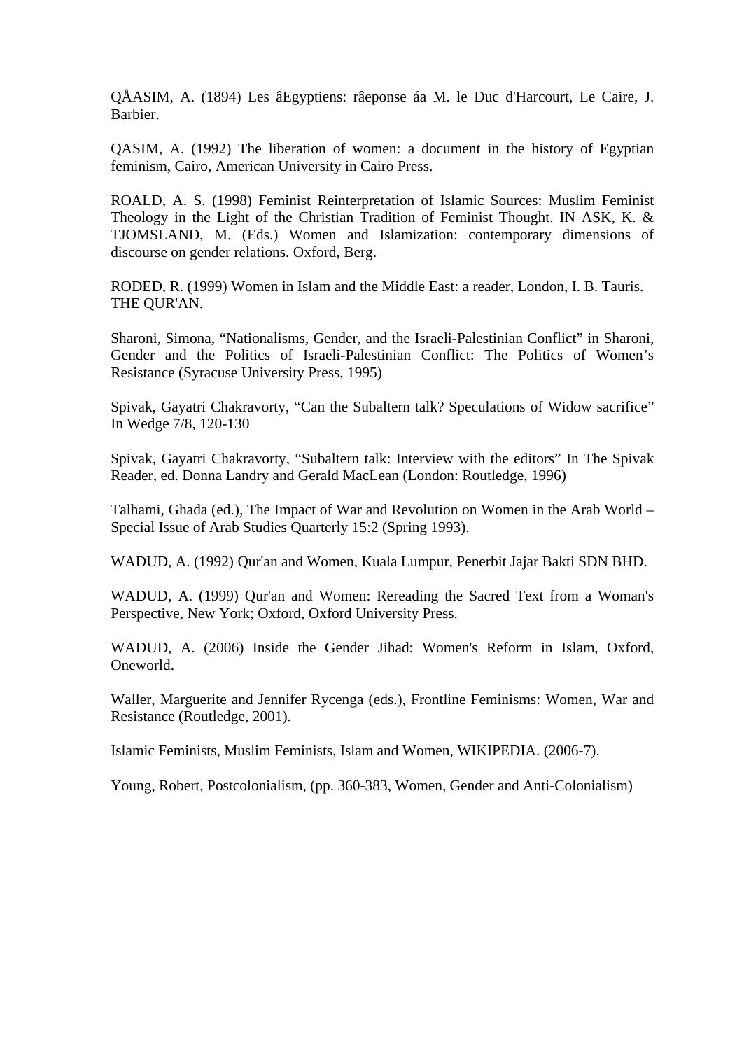QÅASIM, A. (1894) Les âEgyptiens: râeponse áa M. le Duc d'Harcourt, Le Caire, J. Barbier.

QASIM, A. (1992) The liberation of women: a document in the history of Egyptian feminism, Cairo, American University in Cairo Press.

ROALD, A. S. (1998) Feminist Reinterpretation of Islamic Sources: Muslim Feminist Theology in the Light of the Christian Tradition of Feminist Thought. IN ASK, K. & TJOMSLAND, M. (Eds.) Women and Islamization: contemporary dimensions of discourse on gender relations. Oxford, Berg.

RODED, R. (1999) Women in Islam and the Middle East: a reader, London, I. B. Tauris.
THE QUR'AN.

Sharoni, Simona, "Nationalisms, Gender, and the Israeli-Palestinian Conflict" in Sharoni, Gender and the Politics of Israeli-Palestinian Conflict: The Politics of Women's Resistance (Syracuse University Press, 1995)

Spivak, Gayatri Chakravorty, "Can the Subaltern talk? Speculations of Widow sacrifice" In Wedge 7/8, 120-130

Spivak, Gayatri Chakravorty, "Subaltern talk: Interview with the editors" In The Spivak Reader, ed. Donna Landry and Gerald MacLean (London: Routledge, 1996)

Talhami, Ghada (ed.), The Impact of War and Revolution on Women in the Arab World – Special Issue of Arab Studies Quarterly 15:2 (Spring 1993).

WADUD, A. (1992) Qur'an and Women, Kuala Lumpur, Penerbit Jajar Bakti SDN BHD.

WADUD, A. (1999) Qur'an and Women: Rereading the Sacred Text from a Woman's Perspective, New York; Oxford, Oxford University Press.

WADUD, A. (2006) Inside the Gender Jihad: Women's Reform in Islam, Oxford, Oneworld.

Waller, Marguerite and Jennifer Rycenga (eds.), Frontline Feminisms: Women, War and Resistance (Routledge, 2001).

Islamic Feminists, Muslim Feminists, Islam and Women, WIKIPEDIA. (2006-7).

Young, Robert, Postcolonialism, (pp. 360-383, Women, Gender and Anti-Colonialism)